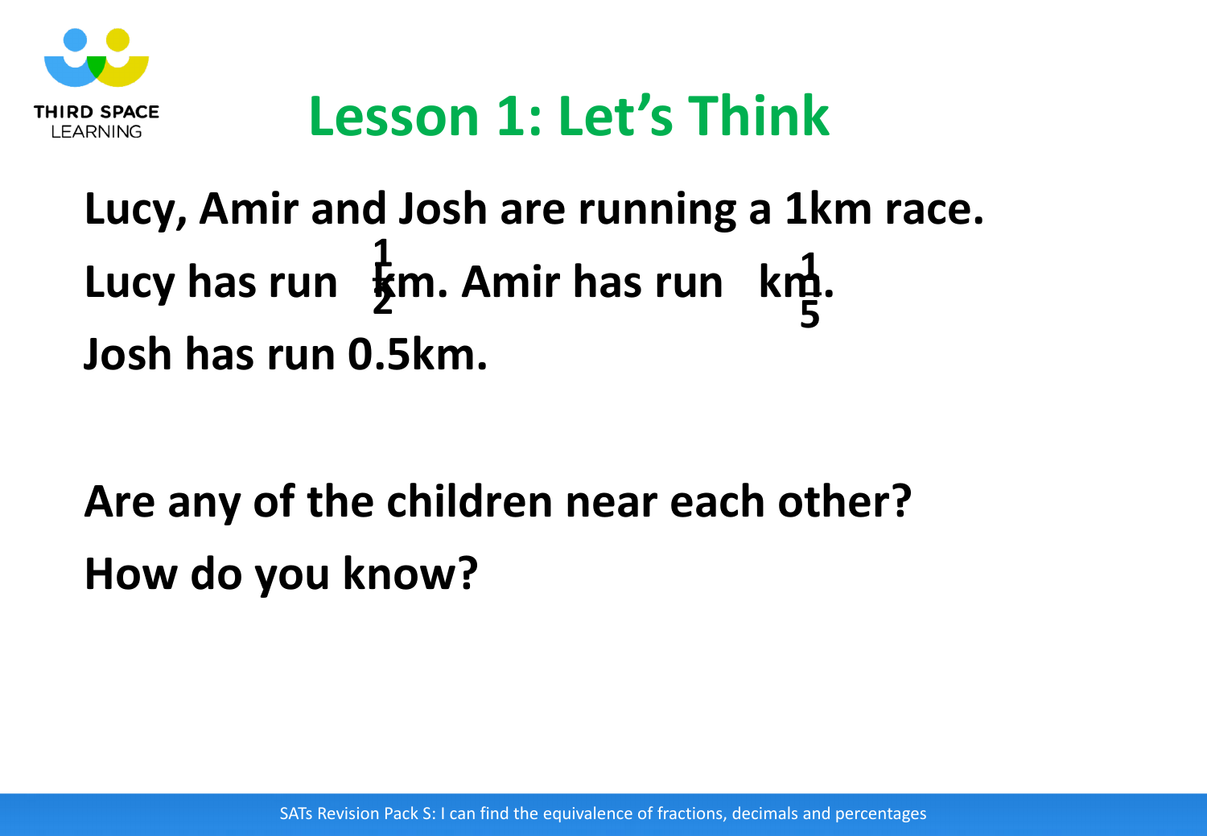# Lesson 1: Let's Think

**Lucy, Amir and Josh are running a 1km race.**

**Lucy has run $\frac{1}{2}$ km. Amir has run $\frac{1}{5}$ km.**

**Josh has run 0.5km.**

**Are any of the children near each other?**

**How do you know?**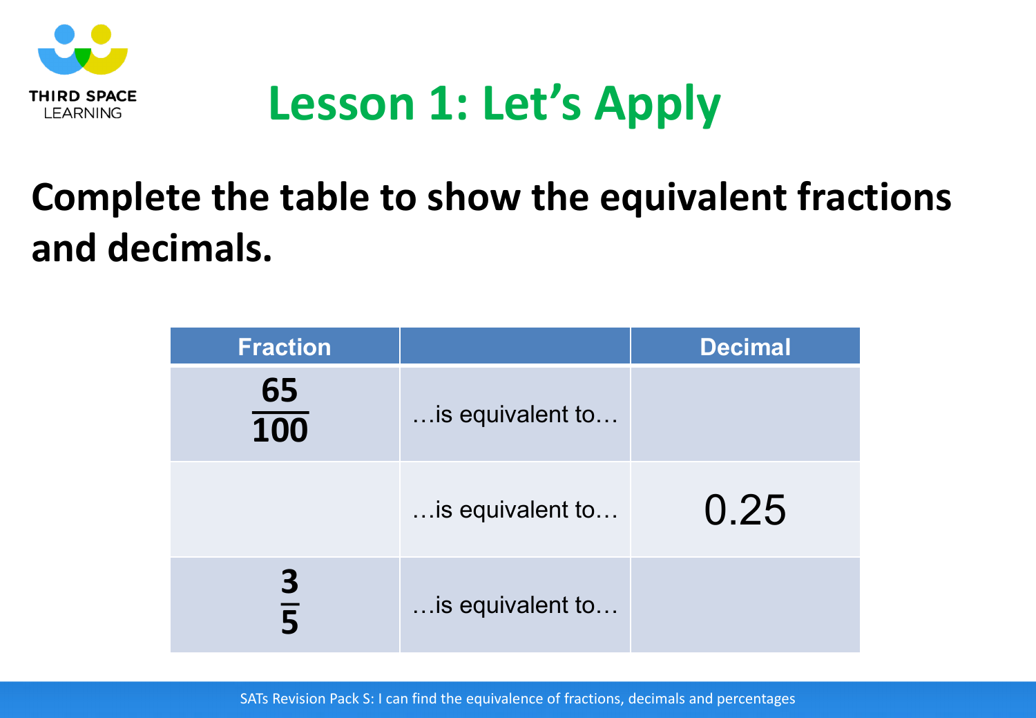# Lesson 1: Let's Apply

**Complete the table to show the equivalent fractions and decimals.**

| Fraction | | Decimal |
|---|---|---|
| $\frac{65}{100}$ | …is equivalent to… | |
| | …is equivalent to… | 0.25 |
| $\frac{3}{5}$ | …is equivalent to… | |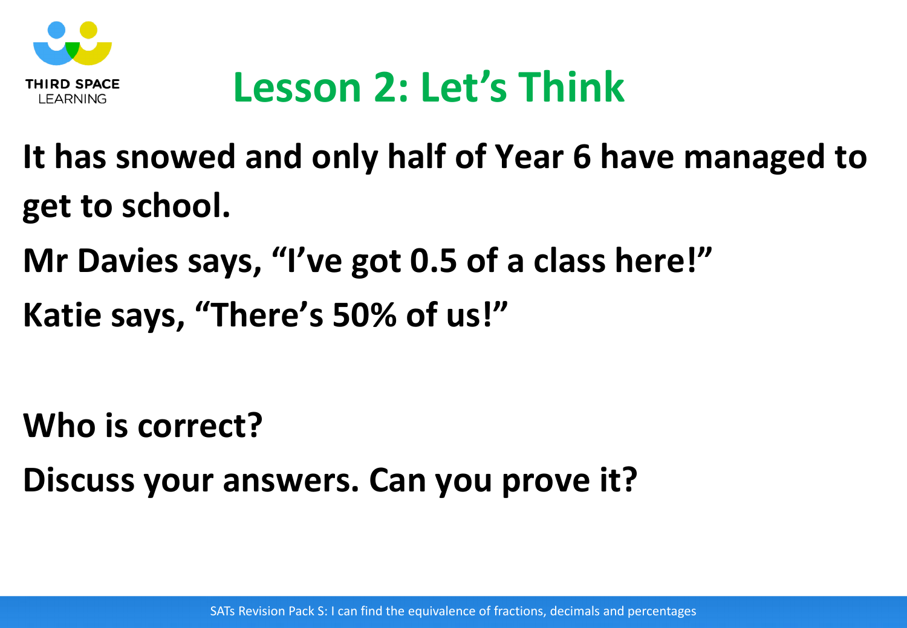# Lesson 2: Let's Think

**It has snowed and only half of Year 6 have managed to get to school.**

**Mr Davies says, "I've got 0.5 of a class here!"**

**Katie says, "There's 50% of us!"**

**Who is correct?**

**Discuss your answers. Can you prove it?**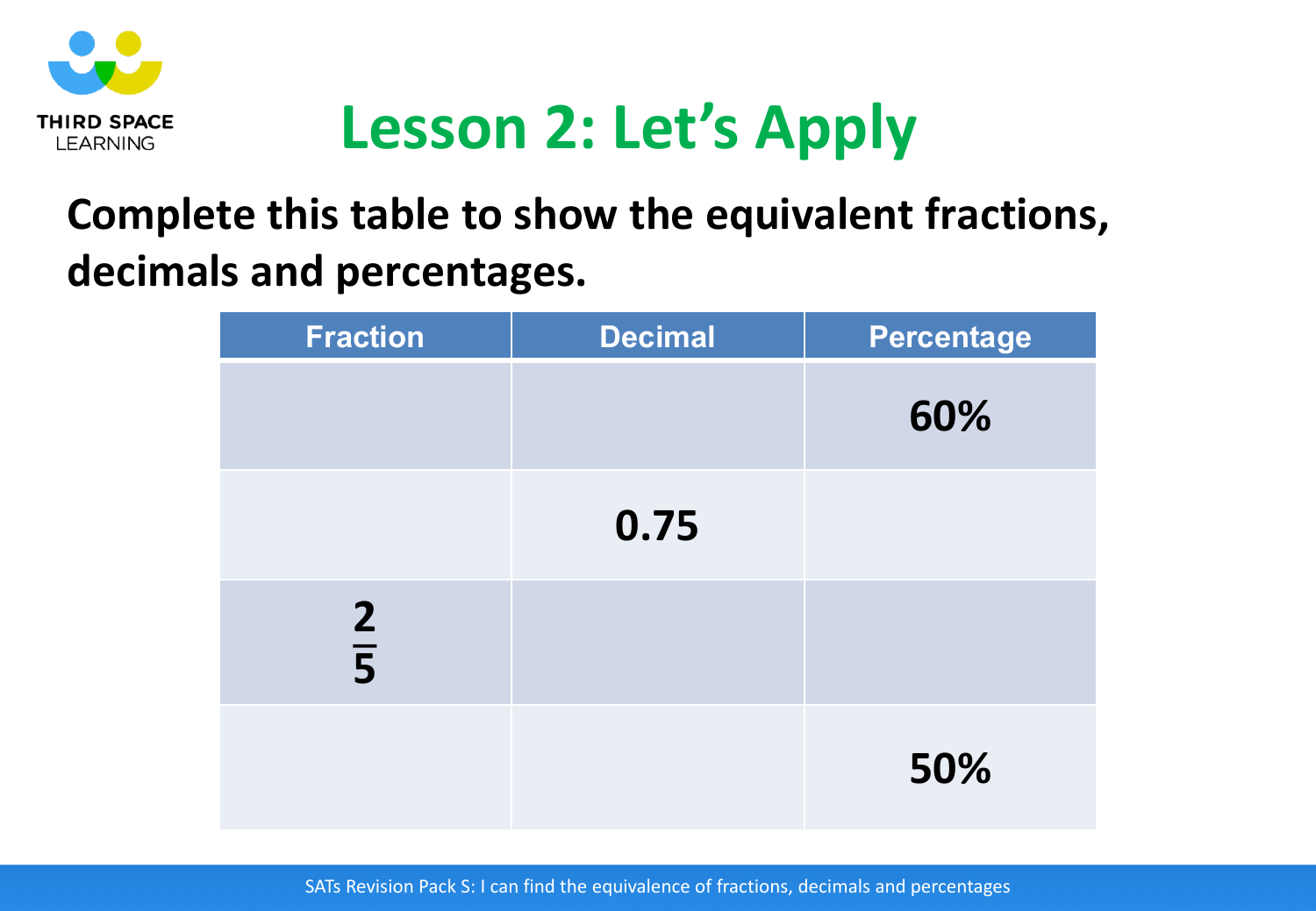# Lesson 2: Let's Apply

**Complete this table to show the equivalent fractions, decimals and percentages.**

| Fraction | Decimal | Percentage |
|---|---|---|
| | | **60%** |
| | **0.75** | |
| $\frac{2}{5}$ | | |
| | | **50%** |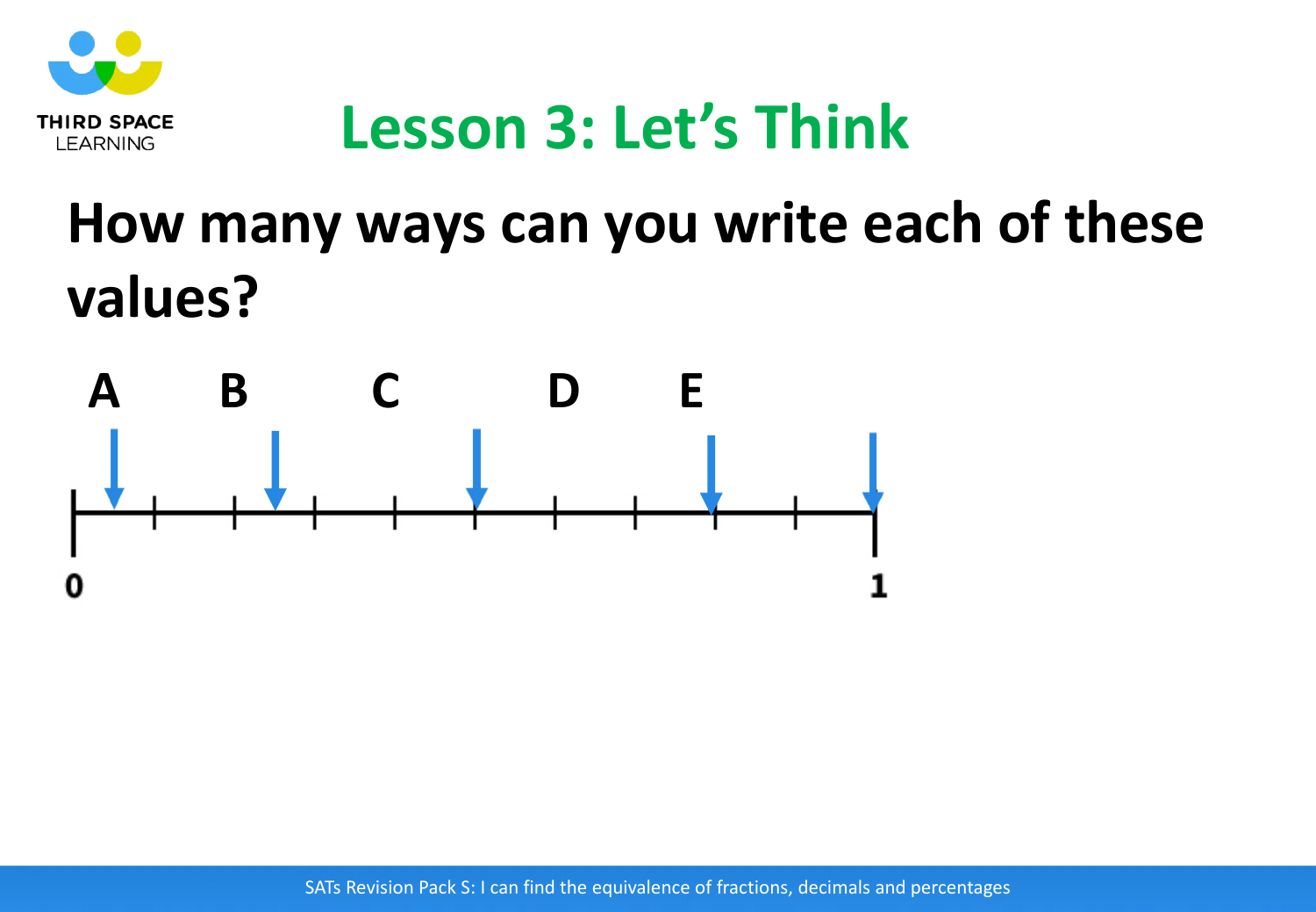# Lesson 3: Let's Think

## How many ways can you write each of these values?

A B C D E

0 1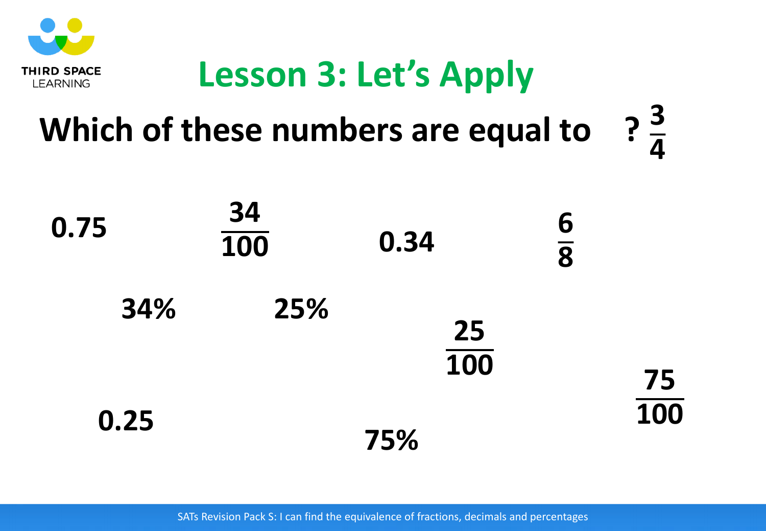# Lesson 3: Let's Apply

## Which of these numbers are equal to $\frac{3}{4}$?

0.75

$\frac{34}{100}$

0.34

$\frac{6}{8}$

34%

25%

$\frac{25}{100}$

$\frac{75}{100}$

0.25

75%

SATs Revision Pack S: I can find the equivalence of fractions, decimals and percentages